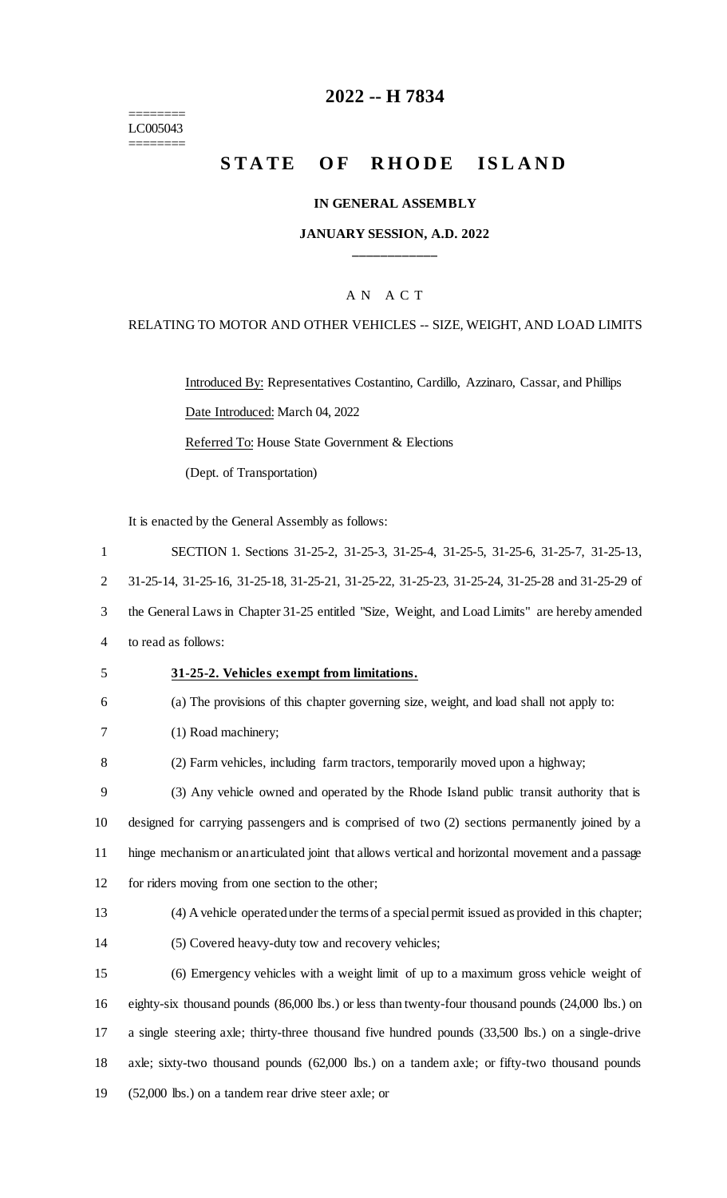========
LC005043
========

# 2022 -- H 7834

# STATE OF RHODE ISLAND

**IN GENERAL ASSEMBLY**

**JANUARY SESSION, A.D. 2022**

A N A C T

RELATING TO MOTOR AND OTHER VEHICLES -- SIZE, WEIGHT, AND LOAD LIMITS

Introduced By: Representatives Costantino, Cardillo, Azzinaro, Cassar, and Phillips

Date Introduced: March 04, 2022

Referred To: House State Government & Elections

(Dept. of Transportation)

It is enacted by the General Assembly as follows:

SECTION 1. Sections 31-25-2, 31-25-3, 31-25-4, 31-25-5, 31-25-6, 31-25-7, 31-25-13, 31-25-14, 31-25-16, 31-25-18, 31-25-21, 31-25-22, 31-25-23, 31-25-24, 31-25-28 and 31-25-29 of the General Laws in Chapter 31-25 entitled "Size, Weight, and Load Limits" are hereby amended to read as follows:

**31-25-2. Vehicles exempt from limitations.**

(a) The provisions of this chapter governing size, weight, and load shall not apply to:

(1) Road machinery;

(2) Farm vehicles, including farm tractors, temporarily moved upon a highway;

(3) Any vehicle owned and operated by the Rhode Island public transit authority that is designed for carrying passengers and is comprised of two (2) sections permanently joined by a hinge mechanism or an articulated joint that allows vertical and horizontal movement and a passage for riders moving from one section to the other;

(4) A vehicle operated under the terms of a special permit issued as provided in this chapter;

(5) Covered heavy-duty tow and recovery vehicles;

(6) Emergency vehicles with a weight limit of up to a maximum gross vehicle weight of eighty-six thousand pounds (86,000 lbs.) or less than twenty-four thousand pounds (24,000 lbs.) on a single steering axle; thirty-three thousand five hundred pounds (33,500 lbs.) on a single-drive axle; sixty-two thousand pounds (62,000 lbs.) on a tandem axle; or fifty-two thousand pounds (52,000 lbs.) on a tandem rear drive steer axle; or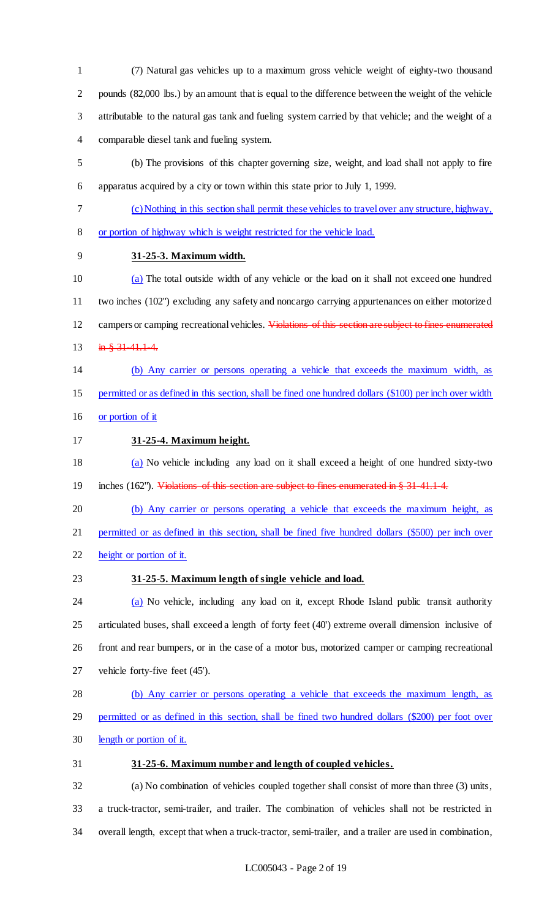(7) Natural gas vehicles up to a maximum gross vehicle weight of eighty-two thousand pounds (82,000 lbs.) by an amount that is equal to the difference between the weight of the vehicle attributable to the natural gas tank and fueling system carried by that vehicle; and the weight of a comparable diesel tank and fueling system.

(b) The provisions of this chapter governing size, weight, and load shall not apply to fire apparatus acquired by a city or town within this state prior to July 1, 1999.

(c) Nothing in this section shall permit these vehicles to travel over any structure, highway, or portion of highway which is weight restricted for the vehicle load.

**31-25-3. Maximum width.**

(a) The total outside width of any vehicle or the load on it shall not exceed one hundred two inches (102") excluding any safety and noncargo carrying appurtenances on either motorized campers or camping recreational vehicles. ~~Violations of this section are subject to fines enumerated in § 31-41.1-4.~~

(b) Any carrier or persons operating a vehicle that exceeds the maximum width, as permitted or as defined in this section, shall be fined one hundred dollars ($100) per inch over width or portion of it

**31-25-4. Maximum height.**

(a) No vehicle including any load on it shall exceed a height of one hundred sixty-two inches (162"). ~~Violations of this section are subject to fines enumerated in § 31-41.1-4.~~

(b) Any carrier or persons operating a vehicle that exceeds the maximum height, as permitted or as defined in this section, shall be fined five hundred dollars ($500) per inch over height or portion of it.

**31-25-5. Maximum length of single vehicle and load.**

(a) No vehicle, including any load on it, except Rhode Island public transit authority articulated buses, shall exceed a length of forty feet (40') extreme overall dimension inclusive of front and rear bumpers, or in the case of a motor bus, motorized camper or camping recreational vehicle forty-five feet (45').

(b) Any carrier or persons operating a vehicle that exceeds the maximum length, as permitted or as defined in this section, shall be fined two hundred dollars ($200) per foot over length or portion of it.

**31-25-6. Maximum number and length of coupled vehicles.**

(a) No combination of vehicles coupled together shall consist of more than three (3) units, a truck-tractor, semi-trailer, and trailer. The combination of vehicles shall not be restricted in overall length, except that when a truck-tractor, semi-trailer, and a trailer are used in combination,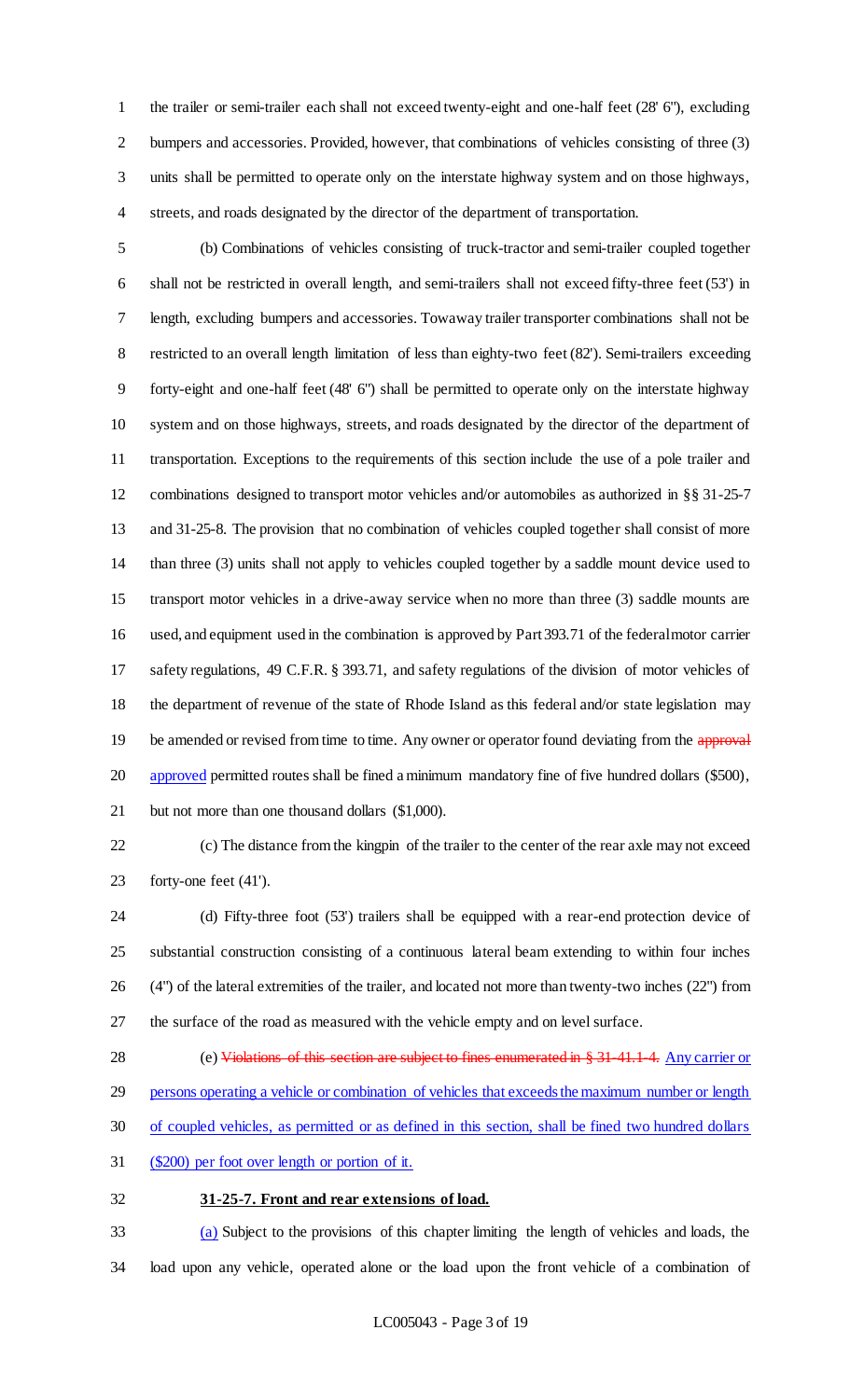the trailer or semi-trailer each shall not exceed twenty-eight and one-half feet (28' 6"), excluding bumpers and accessories. Provided, however, that combinations of vehicles consisting of three (3) units shall be permitted to operate only on the interstate highway system and on those highways, streets, and roads designated by the director of the department of transportation.

(b) Combinations of vehicles consisting of truck-tractor and semi-trailer coupled together shall not be restricted in overall length, and semi-trailers shall not exceed fifty-three feet (53') in length, excluding bumpers and accessories. Towaway trailer transporter combinations shall not be restricted to an overall length limitation of less than eighty-two feet (82'). Semi-trailers exceeding forty-eight and one-half feet (48' 6") shall be permitted to operate only on the interstate highway system and on those highways, streets, and roads designated by the director of the department of transportation. Exceptions to the requirements of this section include the use of a pole trailer and combinations designed to transport motor vehicles and/or automobiles as authorized in §§ 31-25-7 and 31-25-8. The provision that no combination of vehicles coupled together shall consist of more than three (3) units shall not apply to vehicles coupled together by a saddle mount device used to transport motor vehicles in a drive-away service when no more than three (3) saddle mounts are used, and equipment used in the combination is approved by Part 393.71 of the federal motor carrier safety regulations, 49 C.F.R. § 393.71, and safety regulations of the division of motor vehicles of the department of revenue of the state of Rhode Island as this federal and/or state legislation may be amended or revised from time to time. Any owner or operator found deviating from the ~~approval~~ approved permitted routes shall be fined a minimum mandatory fine of five hundred dollars ($500), but not more than one thousand dollars ($1,000).

(c) The distance from the kingpin of the trailer to the center of the rear axle may not exceed forty-one feet (41').

(d) Fifty-three foot (53') trailers shall be equipped with a rear-end protection device of substantial construction consisting of a continuous lateral beam extending to within four inches (4") of the lateral extremities of the trailer, and located not more than twenty-two inches (22") from the surface of the road as measured with the vehicle empty and on level surface.

(e) ~~Violations of this section are subject to fines enumerated in § 31-41.1-4.~~ Any carrier or persons operating a vehicle or combination of vehicles that exceeds the maximum number or length of coupled vehicles, as permitted or as defined in this section, shall be fined two hundred dollars ($200) per foot over length or portion of it.

**31-25-7. Front and rear extensions of load.**

(a) Subject to the provisions of this chapter limiting the length of vehicles and loads, the load upon any vehicle, operated alone or the load upon the front vehicle of a combination of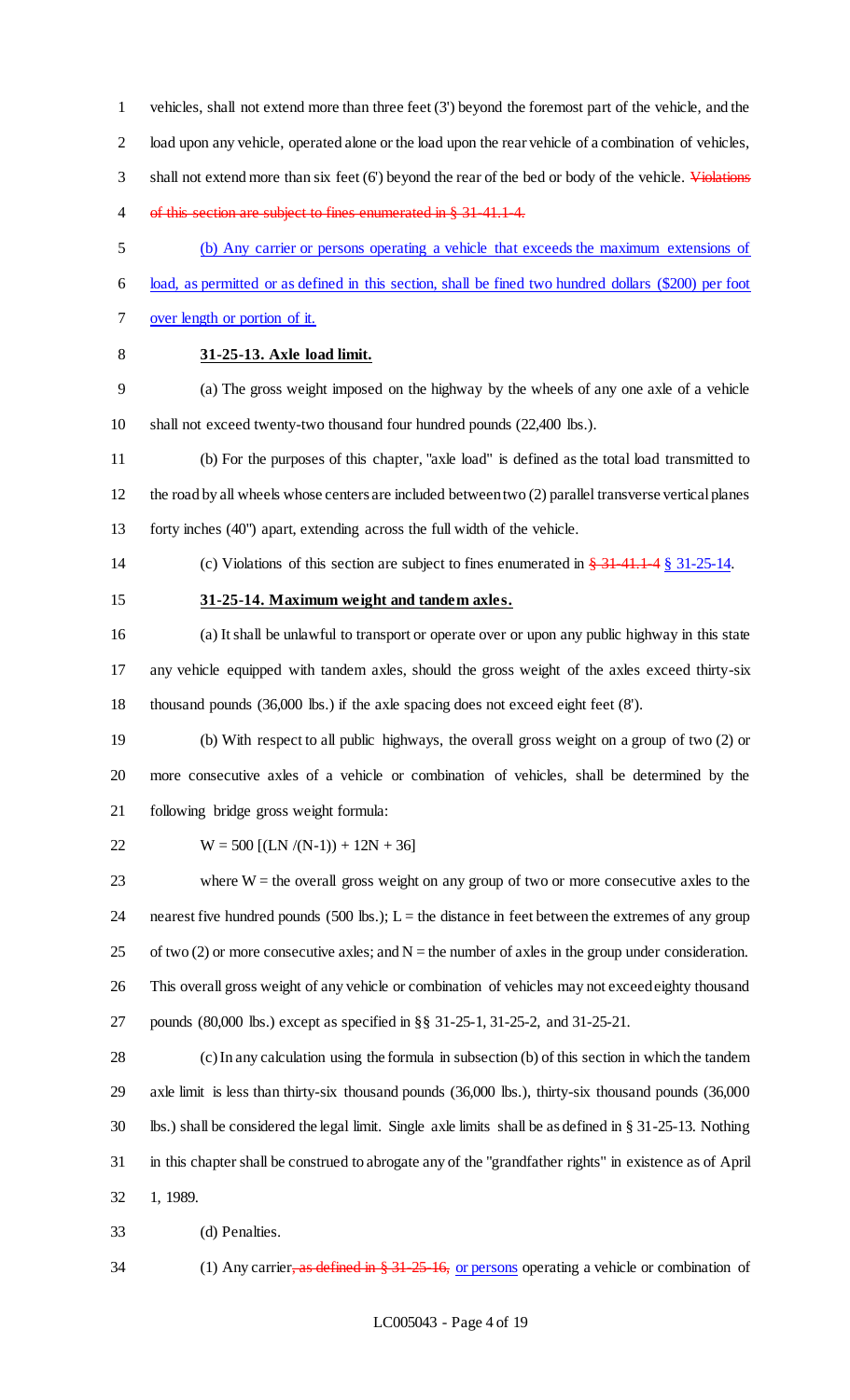vehicles, shall not extend more than three feet (3') beyond the foremost part of the vehicle, and the load upon any vehicle, operated alone or the load upon the rear vehicle of a combination of vehicles, shall not extend more than six feet (6') beyond the rear of the bed or body of the vehicle. ~~Violations of this section are subject to fines enumerated in § 31-41.1-4.~~

(b) Any carrier or persons operating a vehicle that exceeds the maximum extensions of load, as permitted or as defined in this section, shall be fined two hundred dollars ($200) per foot over length or portion of it.

**31-25-13. Axle load limit.**

(a) The gross weight imposed on the highway by the wheels of any one axle of a vehicle shall not exceed twenty-two thousand four hundred pounds (22,400 lbs.).

(b) For the purposes of this chapter, "axle load" is defined as the total load transmitted to the road by all wheels whose centers are included between two (2) parallel transverse vertical planes forty inches (40") apart, extending across the full width of the vehicle.

(c) Violations of this section are subject to fines enumerated in ~~§ 31-41.1-4~~ § 31-25-14.

**31-25-14. Maximum weight and tandem axles.**

(a) It shall be unlawful to transport or operate over or upon any public highway in this state any vehicle equipped with tandem axles, should the gross weight of the axles exceed thirty-six thousand pounds (36,000 lbs.) if the axle spacing does not exceed eight feet (8').

(b) With respect to all public highways, the overall gross weight on a group of two (2) or more consecutive axles of a vehicle or combination of vehicles, shall be determined by the following bridge gross weight formula:

$$W = 500 [(LN /(N-1)) + 12N + 36]$$

where W = the overall gross weight on any group of two or more consecutive axles to the nearest five hundred pounds (500 lbs.); L = the distance in feet between the extremes of any group of two (2) or more consecutive axles; and N = the number of axles in the group under consideration. This overall gross weight of any vehicle or combination of vehicles may not exceed eighty thousand pounds (80,000 lbs.) except as specified in §§ 31-25-1, 31-25-2, and 31-25-21.

(c) In any calculation using the formula in subsection (b) of this section in which the tandem axle limit is less than thirty-six thousand pounds (36,000 lbs.), thirty-six thousand pounds (36,000 lbs.) shall be considered the legal limit. Single axle limits shall be as defined in § 31-25-13. Nothing in this chapter shall be construed to abrogate any of the "grandfather rights" in existence as of April 1, 1989.

(d) Penalties.

(1) Any carrier~~, as defined in § 31-25-16,~~ or persons operating a vehicle or combination of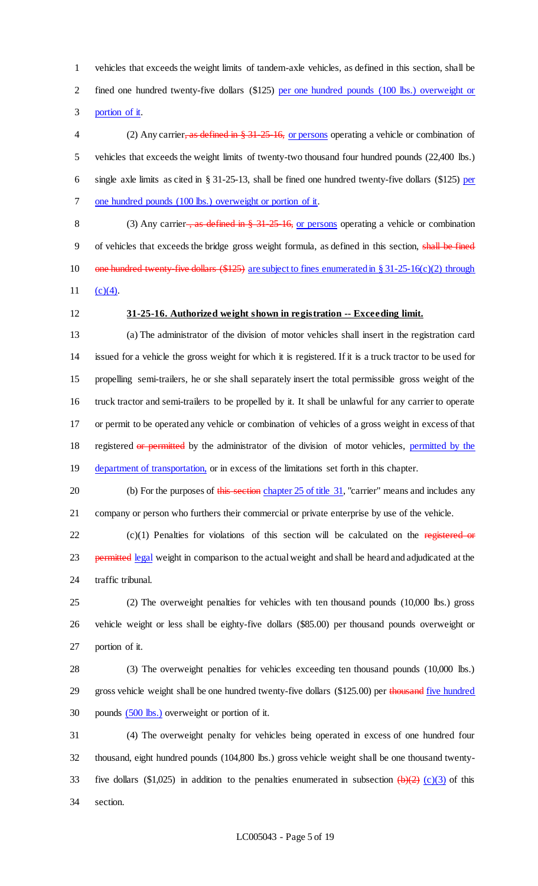vehicles that exceeds the weight limits of tandem-axle vehicles, as defined in this section, shall be fined one hundred twenty-five dollars ($125) per one hundred pounds (100 lbs.) overweight or portion of it.

(2) Any carrier, as defined in § 31-25-16, or persons operating a vehicle or combination of vehicles that exceeds the weight limits of twenty-two thousand four hundred pounds (22,400 lbs.) single axle limits as cited in § 31-25-13, shall be fined one hundred twenty-five dollars ($125) per one hundred pounds (100 lbs.) overweight or portion of it.

(3) Any carrier , as defined in § 31-25-16, or persons operating a vehicle or combination of vehicles that exceeds the bridge gross weight formula, as defined in this section, shall be fined one hundred twenty-five dollars ($125) are subject to fines enumerated in § 31-25-16(c)(2) through (c)(4).

**31-25-16. Authorized weight shown in registration -- Exceeding limit.**

(a) The administrator of the division of motor vehicles shall insert in the registration card issued for a vehicle the gross weight for which it is registered. If it is a truck tractor to be used for propelling semi-trailers, he or she shall separately insert the total permissible gross weight of the truck tractor and semi-trailers to be propelled by it. It shall be unlawful for any carrier to operate or permit to be operated any vehicle or combination of vehicles of a gross weight in excess of that registered or permitted by the administrator of the division of motor vehicles, permitted by the department of transportation, or in excess of the limitations set forth in this chapter.

(b) For the purposes of this section chapter 25 of title 31, "carrier" means and includes any company or person who furthers their commercial or private enterprise by use of the vehicle.

(c)(1) Penalties for violations of this section will be calculated on the registered or permitted legal weight in comparison to the actual weight and shall be heard and adjudicated at the traffic tribunal.

(2) The overweight penalties for vehicles with ten thousand pounds (10,000 lbs.) gross vehicle weight or less shall be eighty-five dollars ($85.00) per thousand pounds overweight or portion of it.

(3) The overweight penalties for vehicles exceeding ten thousand pounds (10,000 lbs.) gross vehicle weight shall be one hundred twenty-five dollars ($125.00) per thousand five hundred pounds (500 lbs.) overweight or portion of it.

(4) The overweight penalty for vehicles being operated in excess of one hundred four thousand, eight hundred pounds (104,800 lbs.) gross vehicle weight shall be one thousand twenty-five dollars ($1,025) in addition to the penalties enumerated in subsection (b)(2) (c)(3) of this section.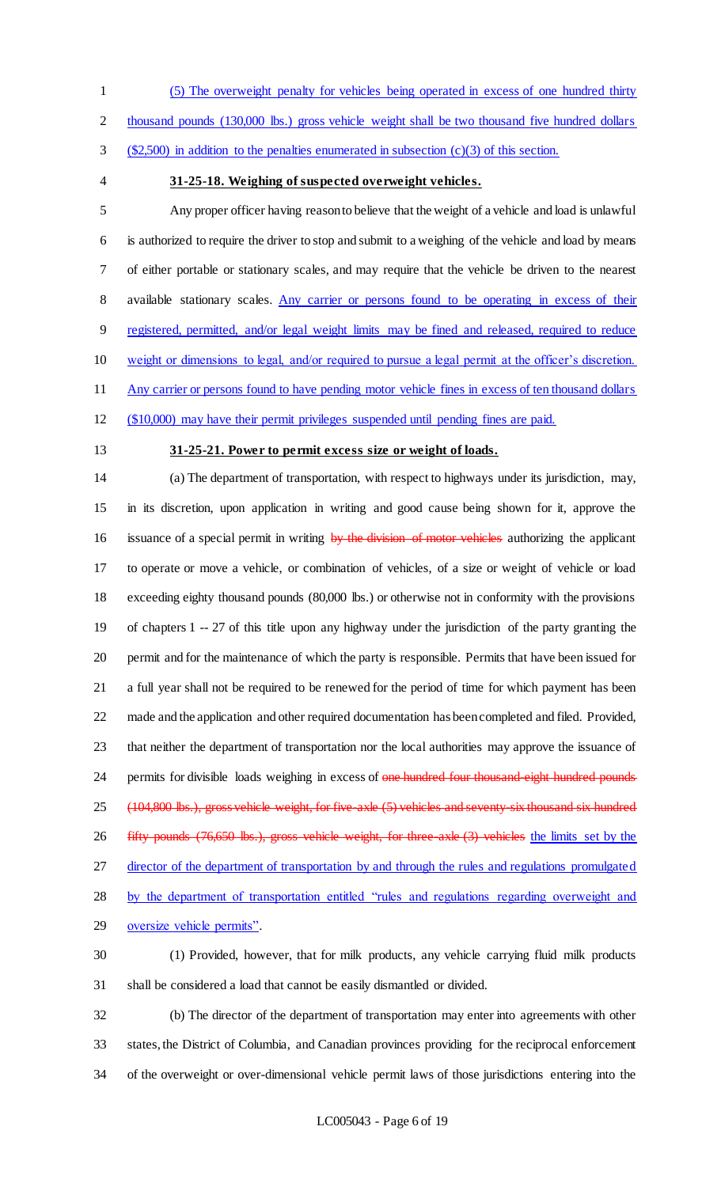(5) The overweight penalty for vehicles being operated in excess of one hundred thirty thousand pounds (130,000 lbs.) gross vehicle weight shall be two thousand five hundred dollars ($2,500) in addition to the penalties enumerated in subsection (c)(3) of this section.

**31-25-18. Weighing of suspected overweight vehicles.**

Any proper officer having reason to believe that the weight of a vehicle and load is unlawful is authorized to require the driver to stop and submit to a weighing of the vehicle and load by means of either portable or stationary scales, and may require that the vehicle be driven to the nearest available stationary scales. Any carrier or persons found to be operating in excess of their registered, permitted, and/or legal weight limits may be fined and released, required to reduce weight or dimensions to legal, and/or required to pursue a legal permit at the officer's discretion. Any carrier or persons found to have pending motor vehicle fines in excess of ten thousand dollars ($10,000) may have their permit privileges suspended until pending fines are paid.

**31-25-21. Power to permit excess size or weight of loads.**

(a) The department of transportation, with respect to highways under its jurisdiction, may, in its discretion, upon application in writing and good cause being shown for it, approve the issuance of a special permit in writing ~~by the division of motor vehicles~~ authorizing the applicant to operate or move a vehicle, or combination of vehicles, of a size or weight of vehicle or load exceeding eighty thousand pounds (80,000 lbs.) or otherwise not in conformity with the provisions of chapters 1 -- 27 of this title upon any highway under the jurisdiction of the party granting the permit and for the maintenance of which the party is responsible. Permits that have been issued for a full year shall not be required to be renewed for the period of time for which payment has been made and the application and other required documentation has been completed and filed. Provided, that neither the department of transportation nor the local authorities may approve the issuance of permits for divisible loads weighing in excess of ~~one hundred four thousand eight hundred pounds (104,800 lbs.), gross vehicle weight, for five-axle (5) vehicles and seventy-six thousand six hundred fifty pounds (76,650 lbs.), gross vehicle weight, for three-axle (3) vehicles~~ the limits set by the director of the department of transportation by and through the rules and regulations promulgated by the department of transportation entitled "rules and regulations regarding overweight and oversize vehicle permits".

(1) Provided, however, that for milk products, any vehicle carrying fluid milk products shall be considered a load that cannot be easily dismantled or divided.

(b) The director of the department of transportation may enter into agreements with other states, the District of Columbia, and Canadian provinces providing for the reciprocal enforcement of the overweight or over-dimensional vehicle permit laws of those jurisdictions entering into the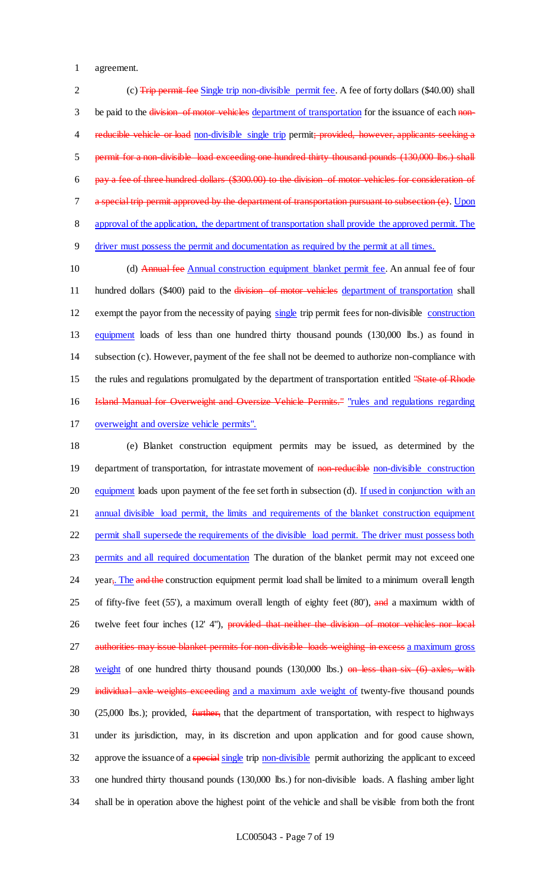agreement.

(c) ~~Trip permit fee~~ Single trip non-divisible permit fee. A fee of forty dollars ($40.00) shall be paid to the ~~division of motor vehicles~~ department of transportation for the issuance of each ~~non-reducible vehicle or load~~ non-divisible single trip permit~~; provided, however, applicants seeking a permit for a non-divisible load exceeding one hundred thirty thousand pounds (130,000 lbs.) shall pay a fee of three hundred dollars ($300.00) to the division of motor vehicles for consideration of a special trip permit approved by the department of transportation pursuant to subsection (e)~~. Upon approval of the application, the department of transportation shall provide the approved permit. The driver must possess the permit and documentation as required by the permit at all times.

(d) ~~Annual fee~~ Annual construction equipment blanket permit fee. An annual fee of four hundred dollars ($400) paid to the ~~division of motor vehicles~~ department of transportation shall exempt the payor from the necessity of paying single trip permit fees for non-divisible construction equipment loads of less than one hundred thirty thousand pounds (130,000 lbs.) as found in subsection (c). However, payment of the fee shall not be deemed to authorize non-compliance with the rules and regulations promulgated by the department of transportation entitled ~~"State of Rhode Island Manual for Overweight and Oversize Vehicle Permits."~~ "rules and regulations regarding overweight and oversize vehicle permits".

(e) Blanket construction equipment permits may be issued, as determined by the department of transportation, for intrastate movement of ~~non-reducible~~ non-divisible construction equipment loads upon payment of the fee set forth in subsection (d). If used in conjunction with an annual divisible load permit, the limits and requirements of the blanket construction equipment permit shall supersede the requirements of the divisible load permit. The driver must possess both permits and all required documentation The duration of the blanket permit may not exceed one year~~,~~. The ~~and the~~ construction equipment permit load shall be limited to a minimum overall length of fifty-five feet (55'), a maximum overall length of eighty feet (80'), ~~and~~ a maximum width of twelve feet four inches (12' 4"), ~~provided that neither the division of motor vehicles nor local authorities may issue blanket permits for non-divisible loads weighing in excess~~ a maximum gross weight of one hundred thirty thousand pounds (130,000 lbs.) ~~on less than six (6) axles, with individual axle weights exceeding~~ and a maximum axle weight of twenty-five thousand pounds (25,000 lbs.); provided, ~~further,~~ that the department of transportation, with respect to highways under its jurisdiction, may, in its discretion and upon application and for good cause shown, approve the issuance of a ~~special~~ single trip non-divisible permit authorizing the applicant to exceed one hundred thirty thousand pounds (130,000 lbs.) for non-divisible loads. A flashing amber light shall be in operation above the highest point of the vehicle and shall be visible from both the front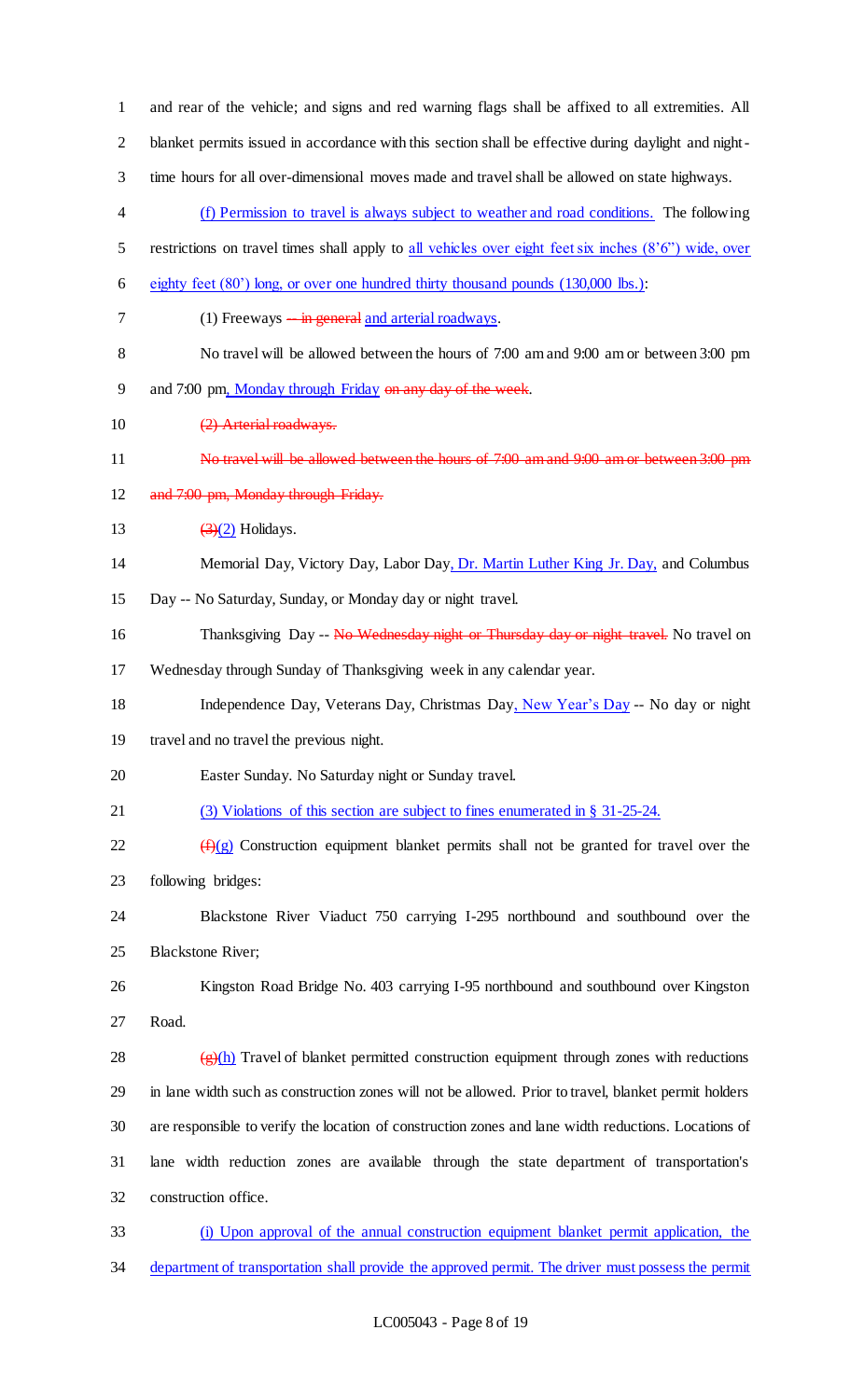and rear of the vehicle; and signs and red warning flags shall be affixed to all extremities. All blanket permits issued in accordance with this section shall be effective during daylight and night-time hours for all over-dimensional moves made and travel shall be allowed on state highways.

(f) Permission to travel is always subject to weather and road conditions. The following restrictions on travel times shall apply to all vehicles over eight feet six inches (8'6") wide, over eighty feet (80') long, or over one hundred thirty thousand pounds (130,000 lbs.):

(1) Freeways ~~-- in general~~ and arterial roadways.

No travel will be allowed between the hours of 7:00 am and 9:00 am or between 3:00 pm and 7:00 pm, Monday through Friday ~~on any day of the week~~.

~~(2) Arterial roadways.~~

~~No travel will be allowed between the hours of 7:00 am and 9:00 am or between 3:00 pm and 7:00 pm, Monday through Friday.~~

~~(3)~~(2) Holidays.

Memorial Day, Victory Day, Labor Day, Dr. Martin Luther King Jr. Day, and Columbus Day -- No Saturday, Sunday, or Monday day or night travel.

Thanksgiving Day -- ~~No Wednesday night or Thursday day or night travel.~~ No travel on Wednesday through Sunday of Thanksgiving week in any calendar year.

Independence Day, Veterans Day, Christmas Day, New Year's Day -- No day or night travel and no travel the previous night.

Easter Sunday. No Saturday night or Sunday travel.

(3) Violations of this section are subject to fines enumerated in § 31-25-24.

~~(f)~~(g) Construction equipment blanket permits shall not be granted for travel over the following bridges:

Blackstone River Viaduct 750 carrying I-295 northbound and southbound over the Blackstone River;

Kingston Road Bridge No. 403 carrying I-95 northbound and southbound over Kingston Road.

~~(g)~~(h) Travel of blanket permitted construction equipment through zones with reductions in lane width such as construction zones will not be allowed. Prior to travel, blanket permit holders are responsible to verify the location of construction zones and lane width reductions. Locations of lane width reduction zones are available through the state department of transportation's construction office.

(i) Upon approval of the annual construction equipment blanket permit application, the department of transportation shall provide the approved permit. The driver must possess the permit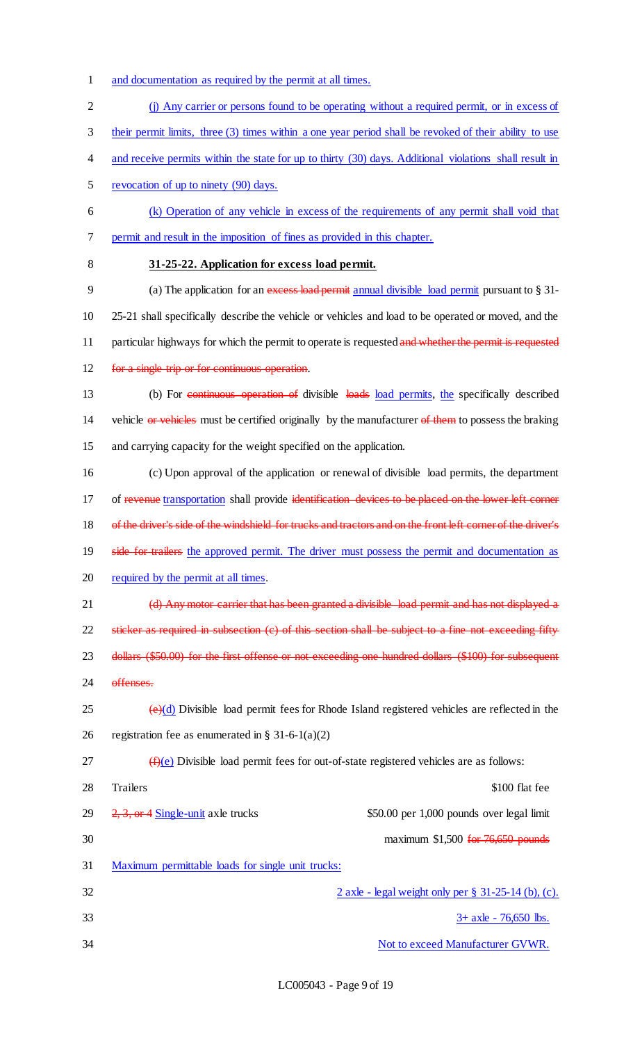and documentation as required by the permit at all times.

(j) Any carrier or persons found to be operating without a required permit, or in excess of their permit limits, three (3) times within a one year period shall be revoked of their ability to use and receive permits within the state for up to thirty (30) days. Additional violations shall result in revocation of up to ninety (90) days.

(k) Operation of any vehicle in excess of the requirements of any permit shall void that permit and result in the imposition of fines as provided in this chapter.

**31-25-22. Application for excess load permit.**

(a) The application for an ~~excess load permit~~ annual divisible load permit pursuant to § 31-25-21 shall specifically describe the vehicle or vehicles and load to be operated or moved, and the particular highways for which the permit to operate is requested ~~and whether the permit is requested for a single trip or for continuous operation~~.

(b) For ~~continuous operation of~~ divisible ~~loads~~ load permits, the specifically described vehicle ~~or vehicles~~ must be certified originally by the manufacturer ~~of them~~ to possess the braking and carrying capacity for the weight specified on the application.

(c) Upon approval of the application or renewal of divisible load permits, the department of ~~revenue~~ transportation shall provide ~~identification devices to be placed on the lower left corner of the driver's side of the windshield for trucks and tractors and on the front left corner of the driver's side for trailers~~ the approved permit. The driver must possess the permit and documentation as required by the permit at all times.

~~(d) Any motor carrier that has been granted a divisible load permit and has not displayed a sticker as required in subsection (c) of this section shall be subject to a fine not exceeding fifty dollars ($50.00) for the first offense or not exceeding one hundred dollars ($100) for subsequent offenses.~~

~~(e)~~(d) Divisible load permit fees for Rhode Island registered vehicles are reflected in the registration fee as enumerated in § 31-6-1(a)(2)

~~(f)~~(e) Divisible load permit fees for out-of-state registered vehicles are as follows:

| | |
|---|---|
| Trailers | $100 flat fee |
| ~~2, 3, or 4~~ Single-unit axle trucks | $50.00 per 1,000 pounds over legal limit |
| | maximum $1,500 ~~for 76,650 pounds~~ |

Maximum permittable loads for single unit trucks:

2 axle - legal weight only per § 31-25-14 (b), (c).

3+ axle - 76,650 lbs.

Not to exceed Manufacturer GVWR.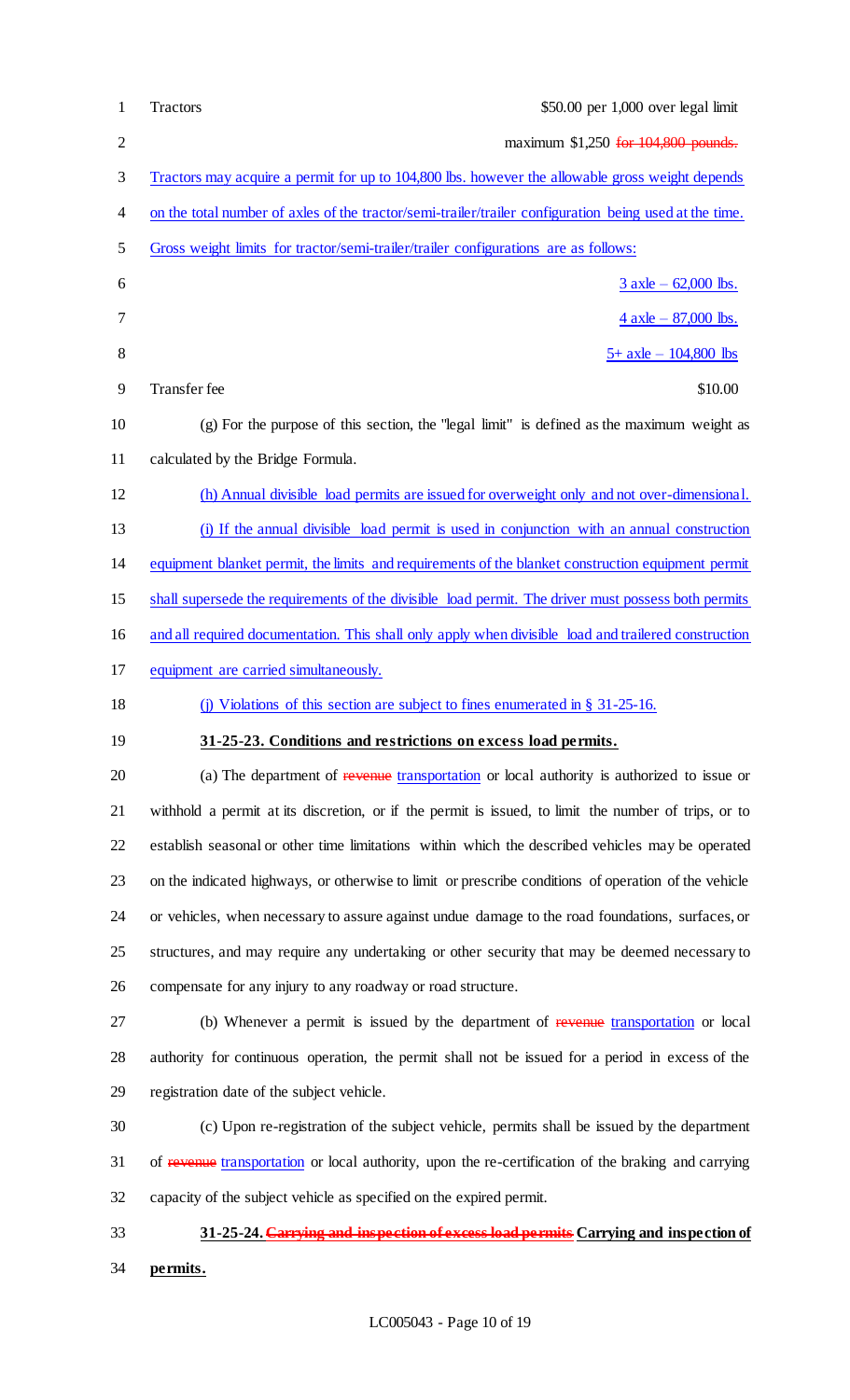Tractors $50.00 per 1,000 over legal limit

maximum $1,250 ~~for 104,800 pounds.~~

Tractors may acquire a permit for up to 104,800 lbs. however the allowable gross weight depends on the total number of axles of the tractor/semi-trailer/trailer configuration being used at the time. Gross weight limits for tractor/semi-trailer/trailer configurations are as follows:

3 axle – 62,000 lbs.

4 axle – 87,000 lbs.

5+ axle – 104,800 lbs

Transfer fee $10.00

(g) For the purpose of this section, the "legal limit" is defined as the maximum weight as calculated by the Bridge Formula.

(h) Annual divisible load permits are issued for overweight only and not over-dimensional.

(i) If the annual divisible load permit is used in conjunction with an annual construction equipment blanket permit, the limits and requirements of the blanket construction equipment permit shall supersede the requirements of the divisible load permit. The driver must possess both permits and all required documentation. This shall only apply when divisible load and trailered construction equipment are carried simultaneously.

(j) Violations of this section are subject to fines enumerated in § 31-25-16.

**31-25-23. Conditions and restrictions on excess load permits.**

(a) The department of ~~revenue~~ transportation or local authority is authorized to issue or withhold a permit at its discretion, or if the permit is issued, to limit the number of trips, or to establish seasonal or other time limitations within which the described vehicles may be operated on the indicated highways, or otherwise to limit or prescribe conditions of operation of the vehicle or vehicles, when necessary to assure against undue damage to the road foundations, surfaces, or structures, and may require any undertaking or other security that may be deemed necessary to compensate for any injury to any roadway or road structure.

(b) Whenever a permit is issued by the department of ~~revenue~~ transportation or local authority for continuous operation, the permit shall not be issued for a period in excess of the registration date of the subject vehicle.

(c) Upon re-registration of the subject vehicle, permits shall be issued by the department of ~~revenue~~ transportation or local authority, upon the re-certification of the braking and carrying capacity of the subject vehicle as specified on the expired permit.

**31-25-24. ~~Carrying and inspection of excess load permits~~ Carrying and inspection of permits.**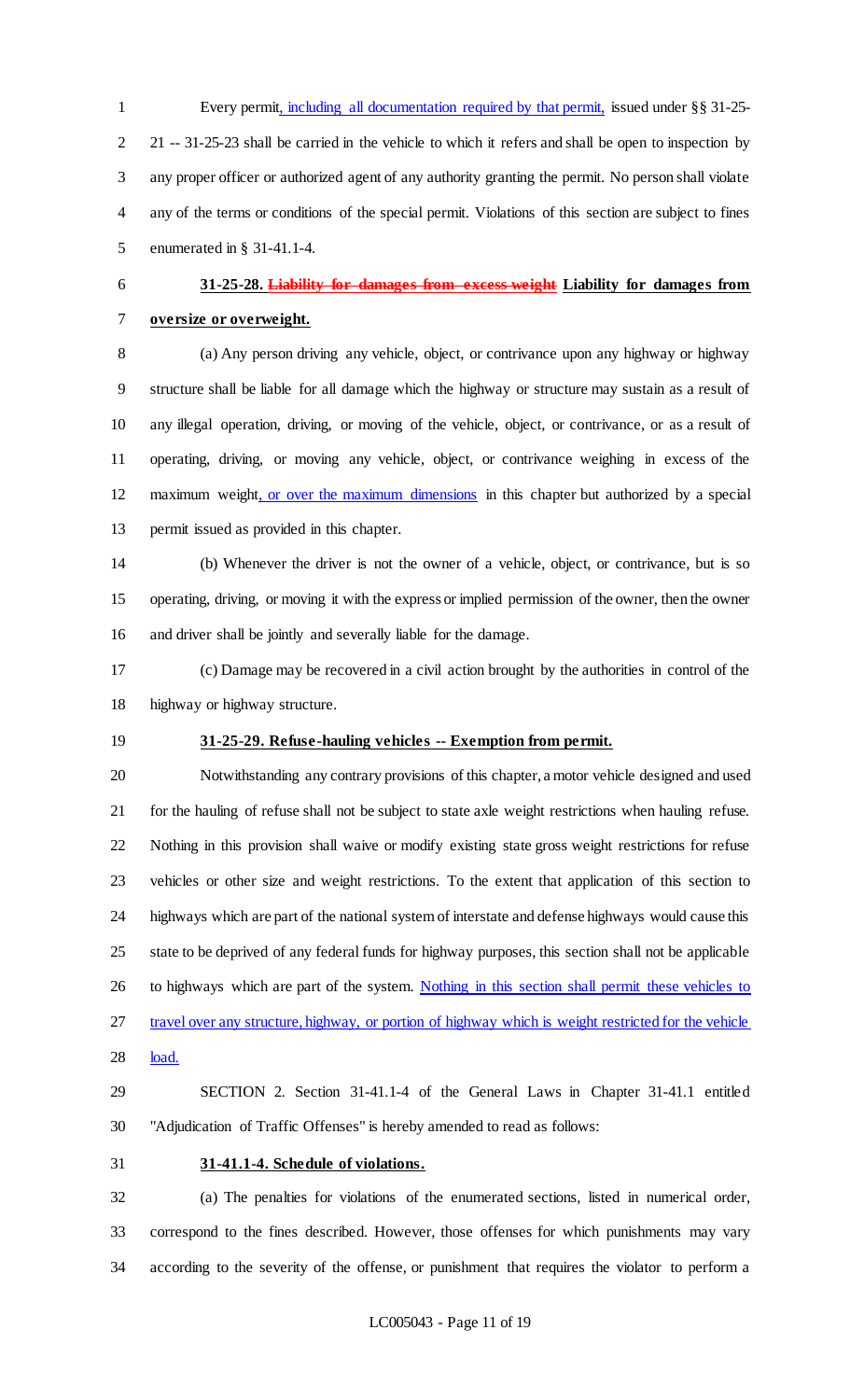Every permit, including all documentation required by that permit, issued under §§ 31-25-21 -- 31-25-23 shall be carried in the vehicle to which it refers and shall be open to inspection by any proper officer or authorized agent of any authority granting the permit. No person shall violate any of the terms or conditions of the special permit. Violations of this section are subject to fines enumerated in § 31-41.1-4.

**31-25-28. ~~Liability for damages from excess weight~~ Liability for damages from oversize or overweight.**

(a) Any person driving any vehicle, object, or contrivance upon any highway or highway structure shall be liable for all damage which the highway or structure may sustain as a result of any illegal operation, driving, or moving of the vehicle, object, or contrivance, or as a result of operating, driving, or moving any vehicle, object, or contrivance weighing in excess of the maximum weight, or over the maximum dimensions in this chapter but authorized by a special permit issued as provided in this chapter.

(b) Whenever the driver is not the owner of a vehicle, object, or contrivance, but is so operating, driving, or moving it with the express or implied permission of the owner, then the owner and driver shall be jointly and severally liable for the damage.

(c) Damage may be recovered in a civil action brought by the authorities in control of the highway or highway structure.

**31-25-29. Refuse-hauling vehicles -- Exemption from permit.**

Notwithstanding any contrary provisions of this chapter, a motor vehicle designed and used for the hauling of refuse shall not be subject to state axle weight restrictions when hauling refuse. Nothing in this provision shall waive or modify existing state gross weight restrictions for refuse vehicles or other size and weight restrictions. To the extent that application of this section to highways which are part of the national system of interstate and defense highways would cause this state to be deprived of any federal funds for highway purposes, this section shall not be applicable to highways which are part of the system. Nothing in this section shall permit these vehicles to travel over any structure, highway, or portion of highway which is weight restricted for the vehicle load.

SECTION 2. Section 31-41.1-4 of the General Laws in Chapter 31-41.1 entitled "Adjudication of Traffic Offenses" is hereby amended to read as follows:

**31-41.1-4. Schedule of violations.**

(a) The penalties for violations of the enumerated sections, listed in numerical order, correspond to the fines described. However, those offenses for which punishments may vary according to the severity of the offense, or punishment that requires the violator to perform a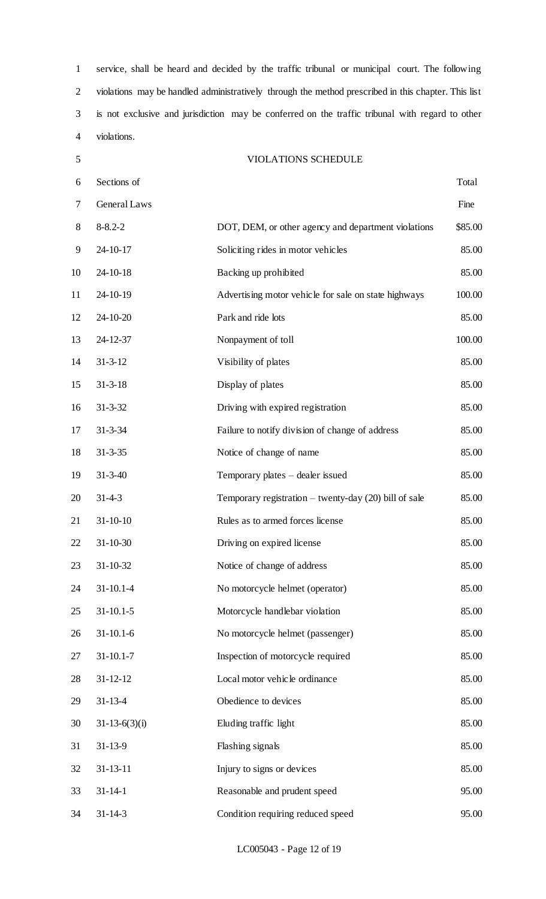service, shall be heard and decided by the traffic tribunal or municipal court. The following violations may be handled administratively through the method prescribed in this chapter. This list is not exclusive and jurisdiction may be conferred on the traffic tribunal with regard to other violations.

VIOLATIONS SCHEDULE

| Sections of General Laws | | Total Fine |
|---|---|---|
| 8-8.2-2 | DOT, DEM, or other agency and department violations | $85.00 |
| 24-10-17 | Soliciting rides in motor vehicles | 85.00 |
| 24-10-18 | Backing up prohibited | 85.00 |
| 24-10-19 | Advertising motor vehicle for sale on state highways | 100.00 |
| 24-10-20 | Park and ride lots | 85.00 |
| 24-12-37 | Nonpayment of toll | 100.00 |
| 31-3-12 | Visibility of plates | 85.00 |
| 31-3-18 | Display of plates | 85.00 |
| 31-3-32 | Driving with expired registration | 85.00 |
| 31-3-34 | Failure to notify division of change of address | 85.00 |
| 31-3-35 | Notice of change of name | 85.00 |
| 31-3-40 | Temporary plates – dealer issued | 85.00 |
| 31-4-3 | Temporary registration – twenty-day (20) bill of sale | 85.00 |
| 31-10-10 | Rules as to armed forces license | 85.00 |
| 31-10-30 | Driving on expired license | 85.00 |
| 31-10-32 | Notice of change of address | 85.00 |
| 31-10.1-4 | No motorcycle helmet (operator) | 85.00 |
| 31-10.1-5 | Motorcycle handlebar violation | 85.00 |
| 31-10.1-6 | No motorcycle helmet (passenger) | 85.00 |
| 31-10.1-7 | Inspection of motorcycle required | 85.00 |
| 31-12-12 | Local motor vehicle ordinance | 85.00 |
| 31-13-4 | Obedience to devices | 85.00 |
| 31-13-6(3)(i) | Eluding traffic light | 85.00 |
| 31-13-9 | Flashing signals | 85.00 |
| 31-13-11 | Injury to signs or devices | 85.00 |
| 31-14-1 | Reasonable and prudent speed | 95.00 |
| 31-14-3 | Condition requiring reduced speed | 95.00 |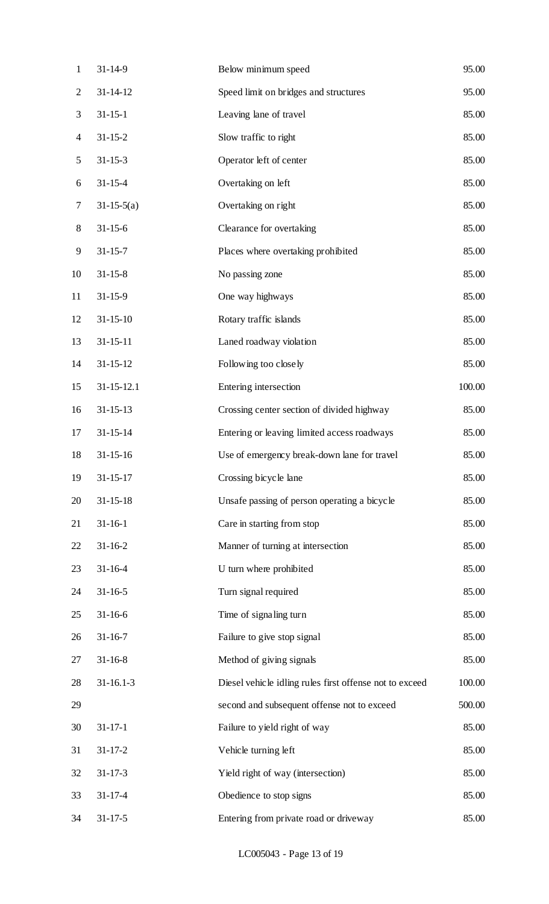| | | |
|---|---|---|
| 31-14-9 | Below minimum speed | 95.00 |
| 31-14-12 | Speed limit on bridges and structures | 95.00 |
| 31-15-1 | Leaving lane of travel | 85.00 |
| 31-15-2 | Slow traffic to right | 85.00 |
| 31-15-3 | Operator left of center | 85.00 |
| 31-15-4 | Overtaking on left | 85.00 |
| 31-15-5(a) | Overtaking on right | 85.00 |
| 31-15-6 | Clearance for overtaking | 85.00 |
| 31-15-7 | Places where overtaking prohibited | 85.00 |
| 31-15-8 | No passing zone | 85.00 |
| 31-15-9 | One way highways | 85.00 |
| 31-15-10 | Rotary traffic islands | 85.00 |
| 31-15-11 | Laned roadway violation | 85.00 |
| 31-15-12 | Following too closely | 85.00 |
| 31-15-12.1 | Entering intersection | 100.00 |
| 31-15-13 | Crossing center section of divided highway | 85.00 |
| 31-15-14 | Entering or leaving limited access roadways | 85.00 |
| 31-15-16 | Use of emergency break-down lane for travel | 85.00 |
| 31-15-17 | Crossing bicycle lane | 85.00 |
| 31-15-18 | Unsafe passing of person operating a bicycle | 85.00 |
| 31-16-1 | Care in starting from stop | 85.00 |
| 31-16-2 | Manner of turning at intersection | 85.00 |
| 31-16-4 | U turn where prohibited | 85.00 |
| 31-16-5 | Turn signal required | 85.00 |
| 31-16-6 | Time of signaling turn | 85.00 |
| 31-16-7 | Failure to give stop signal | 85.00 |
| 31-16-8 | Method of giving signals | 85.00 |
| 31-16.1-3 | Diesel vehicle idling rules first offense not to exceed | 100.00 |
| | second and subsequent offense not to exceed | 500.00 |
| 31-17-1 | Failure to yield right of way | 85.00 |
| 31-17-2 | Vehicle turning left | 85.00 |
| 31-17-3 | Yield right of way (intersection) | 85.00 |
| 31-17-4 | Obedience to stop signs | 85.00 |
| 31-17-5 | Entering from private road or driveway | 85.00 |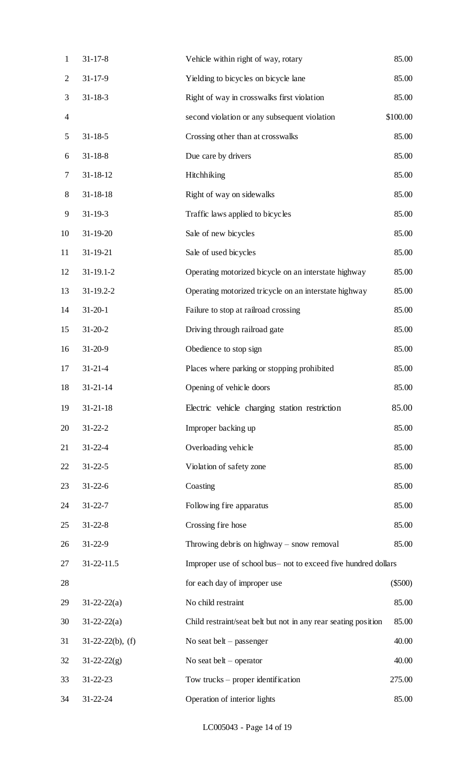| | | |
|---|---|---|
| 31-17-8 | Vehicle within right of way, rotary | 85.00 |
| 31-17-9 | Yielding to bicycles on bicycle lane | 85.00 |
| 31-18-3 | Right of way in crosswalks first violation | 85.00 |
| | second violation or any subsequent violation | $100.00 |
| 31-18-5 | Crossing other than at crosswalks | 85.00 |
| 31-18-8 | Due care by drivers | 85.00 |
| 31-18-12 | Hitchhiking | 85.00 |
| 31-18-18 | Right of way on sidewalks | 85.00 |
| 31-19-3 | Traffic laws applied to bicycles | 85.00 |
| 31-19-20 | Sale of new bicycles | 85.00 |
| 31-19-21 | Sale of used bicycles | 85.00 |
| 31-19.1-2 | Operating motorized bicycle on an interstate highway | 85.00 |
| 31-19.2-2 | Operating motorized tricycle on an interstate highway | 85.00 |
| 31-20-1 | Failure to stop at railroad crossing | 85.00 |
| 31-20-2 | Driving through railroad gate | 85.00 |
| 31-20-9 | Obedience to stop sign | 85.00 |
| 31-21-4 | Places where parking or stopping prohibited | 85.00 |
| 31-21-14 | Opening of vehicle doors | 85.00 |
| 31-21-18 | Electric vehicle charging station restriction | 85.00 |
| 31-22-2 | Improper backing up | 85.00 |
| 31-22-4 | Overloading vehicle | 85.00 |
| 31-22-5 | Violation of safety zone | 85.00 |
| 31-22-6 | Coasting | 85.00 |
| 31-22-7 | Following fire apparatus | 85.00 |
| 31-22-8 | Crossing fire hose | 85.00 |
| 31-22-9 | Throwing debris on highway – snow removal | 85.00 |
| 31-22-11.5 | Improper use of school bus– not to exceed five hundred dollars | |
| | for each day of improper use | ($500) |
| 31-22-22(a) | No child restraint | 85.00 |
| 31-22-22(a) | Child restraint/seat belt but not in any rear seating position | 85.00 |
| 31-22-22(b), (f) | No seat belt – passenger | 40.00 |
| 31-22-22(g) | No seat belt – operator | 40.00 |
| 31-22-23 | Tow trucks – proper identification | 275.00 |
| 31-22-24 | Operation of interior lights | 85.00 |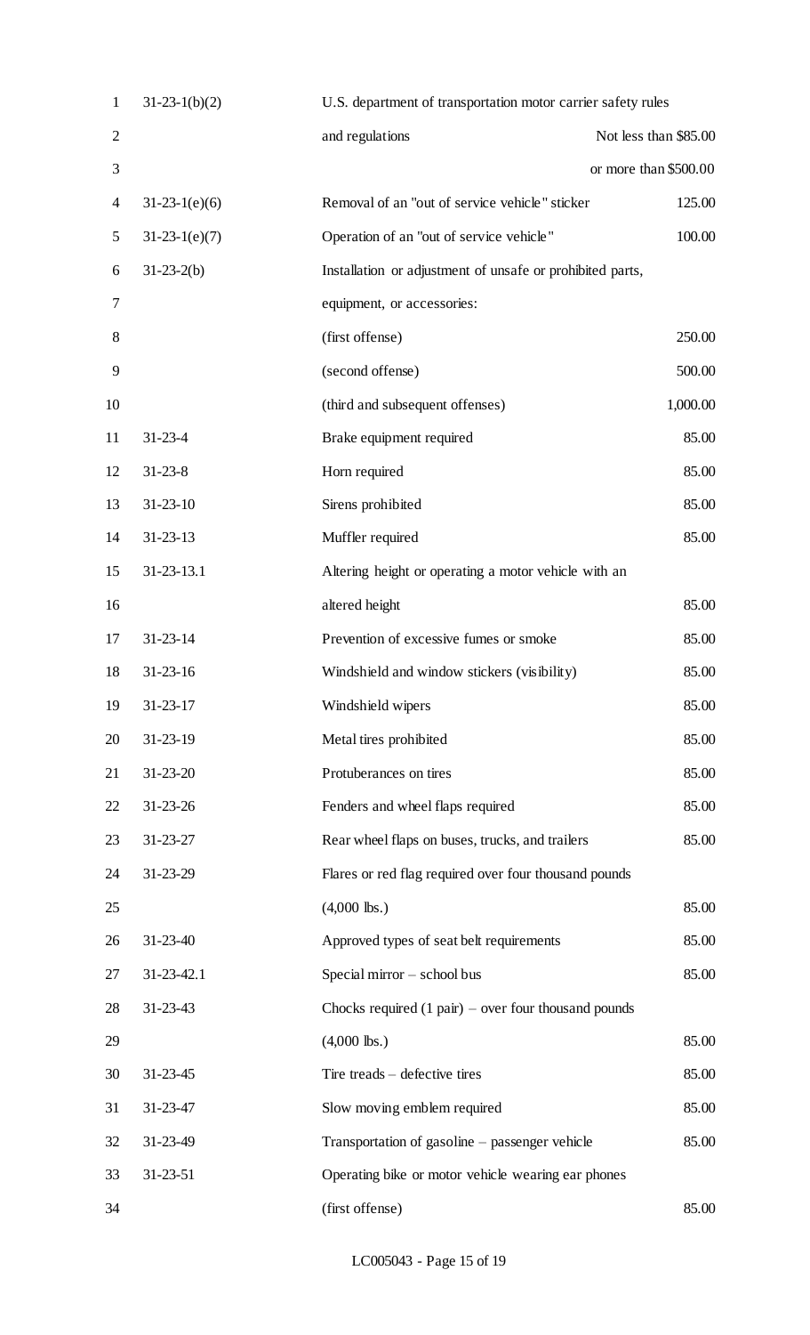| | | |
|---|---|---|
| 31-23-1(b)(2) | U.S. department of transportation motor carrier safety rules and regulations | Not less than $85.00 or more than $500.00 |
| 31-23-1(e)(6) | Removal of an "out of service vehicle" sticker | 125.00 |
| 31-23-1(e)(7) | Operation of an "out of service vehicle" | 100.00 |
| 31-23-2(b) | Installation or adjustment of unsafe or prohibited parts, equipment, or accessories: | |
| | (first offense) | 250.00 |
| | (second offense) | 500.00 |
| | (third and subsequent offenses) | 1,000.00 |
| 31-23-4 | Brake equipment required | 85.00 |
| 31-23-8 | Horn required | 85.00 |
| 31-23-10 | Sirens prohibited | 85.00 |
| 31-23-13 | Muffler required | 85.00 |
| 31-23-13.1 | Altering height or operating a motor vehicle with an altered height | 85.00 |
| 31-23-14 | Prevention of excessive fumes or smoke | 85.00 |
| 31-23-16 | Windshield and window stickers (visibility) | 85.00 |
| 31-23-17 | Windshield wipers | 85.00 |
| 31-23-19 | Metal tires prohibited | 85.00 |
| 31-23-20 | Protuberances on tires | 85.00 |
| 31-23-26 | Fenders and wheel flaps required | 85.00 |
| 31-23-27 | Rear wheel flaps on buses, trucks, and trailers | 85.00 |
| 31-23-29 | Flares or red flag required over four thousand pounds (4,000 lbs.) | 85.00 |
| 31-23-40 | Approved types of seat belt requirements | 85.00 |
| 31-23-42.1 | Special mirror – school bus | 85.00 |
| 31-23-43 | Chocks required (1 pair) – over four thousand pounds (4,000 lbs.) | 85.00 |
| 31-23-45 | Tire treads – defective tires | 85.00 |
| 31-23-47 | Slow moving emblem required | 85.00 |
| 31-23-49 | Transportation of gasoline – passenger vehicle | 85.00 |
| 31-23-51 | Operating bike or motor vehicle wearing ear phones | |
| | (first offense) | 85.00 |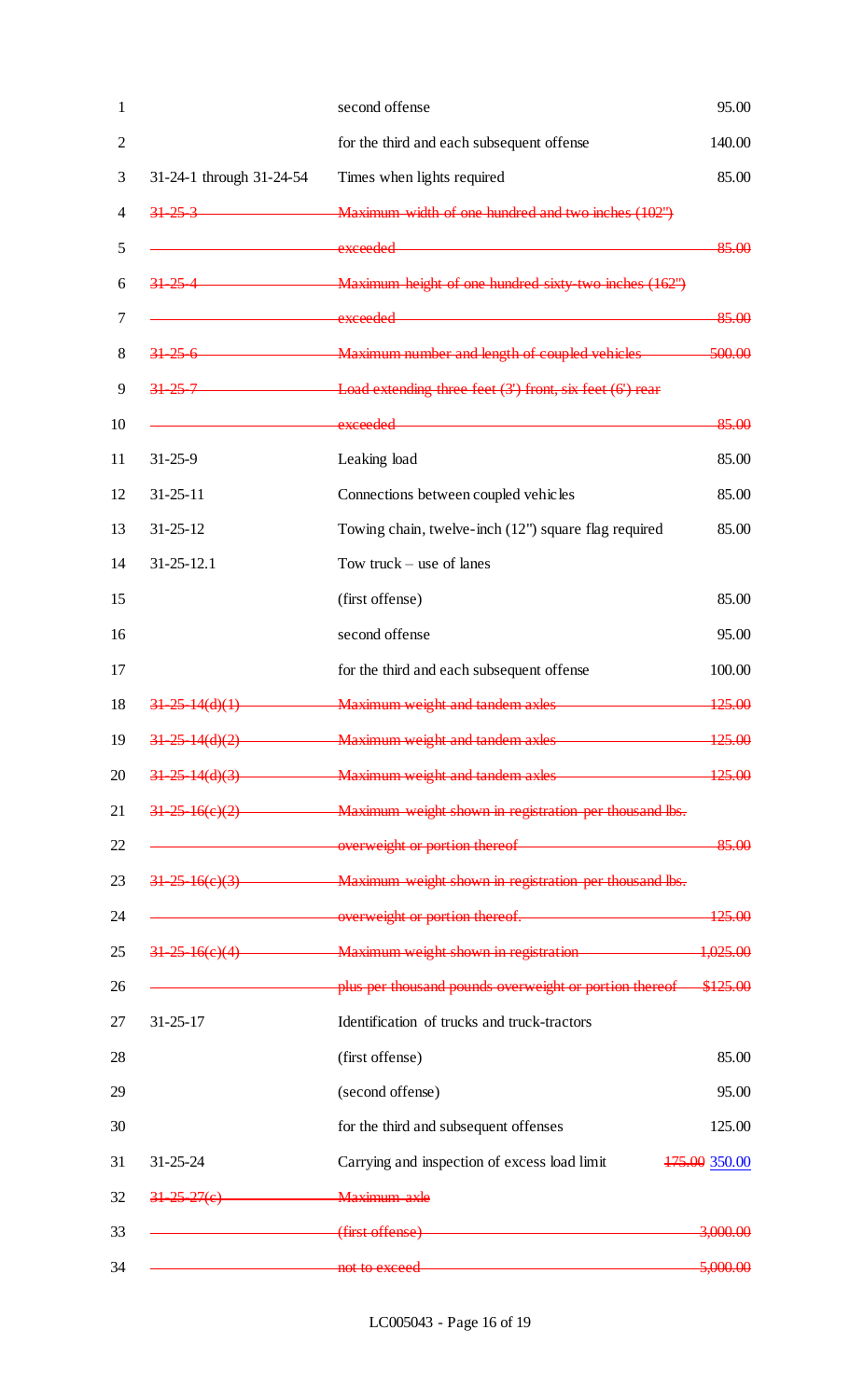| | | |
|---|---|---|
| | second offense | 95.00 |
| | for the third and each subsequent offense | 140.00 |
| 31-24-1 through 31-24-54 | Times when lights required | 85.00 |
| ~~31-25-3~~ | ~~Maximum width of one hundred and two inches (102")~~ | |
| | ~~exceeded~~ | ~~85.00~~ |
| ~~31-25-4~~ | ~~Maximum height of one hundred sixty-two inches (162")~~ | |
| | ~~exceeded~~ | ~~85.00~~ |
| ~~31-25-6~~ | ~~Maximum number and length of coupled vehicles~~ | ~~500.00~~ |
| ~~31-25-7~~ | ~~Load extending three feet (3') front, six feet (6') rear~~ | |
| | ~~exceeded~~ | ~~85.00~~ |
| 31-25-9 | Leaking load | 85.00 |
| 31-25-11 | Connections between coupled vehicles | 85.00 |
| 31-25-12 | Towing chain, twelve-inch (12") square flag required | 85.00 |
| 31-25-12.1 | Tow truck – use of lanes | |
| | (first offense) | 85.00 |
| | second offense | 95.00 |
| | for the third and each subsequent offense | 100.00 |
| ~~31-25-14(d)(1)~~ | ~~Maximum weight and tandem axles~~ | ~~125.00~~ |
| ~~31-25-14(d)(2)~~ | ~~Maximum weight and tandem axles~~ | ~~125.00~~ |
| ~~31-25-14(d)(3)~~ | ~~Maximum weight and tandem axles~~ | ~~125.00~~ |
| ~~31-25-16(c)(2)~~ | ~~Maximum weight shown in registration per thousand lbs.~~ | |
| | ~~overweight or portion thereof~~ | ~~85.00~~ |
| ~~31-25-16(c)(3)~~ | ~~Maximum weight shown in registration per thousand lbs.~~ | |
| | ~~overweight or portion thereof.~~ | ~~125.00~~ |
| ~~31-25-16(c)(4)~~ | ~~Maximum weight shown in registration~~ | ~~1,025.00~~ |
| | ~~plus per thousand pounds overweight or portion thereof~~ | ~~$125.00~~ |
| 31-25-17 | Identification of trucks and truck-tractors | |
| | (first offense) | 85.00 |
| | (second offense) | 95.00 |
| | for the third and subsequent offenses | 125.00 |
| 31-25-24 | Carrying and inspection of excess load limit | ~~175.00~~ 350.00 |
| ~~31-25-27(c)~~ | ~~Maximum axle~~ | |
| | ~~(first offense)~~ | ~~3,000.00~~ |
| | ~~not to exceed~~ | ~~5,000.00~~ |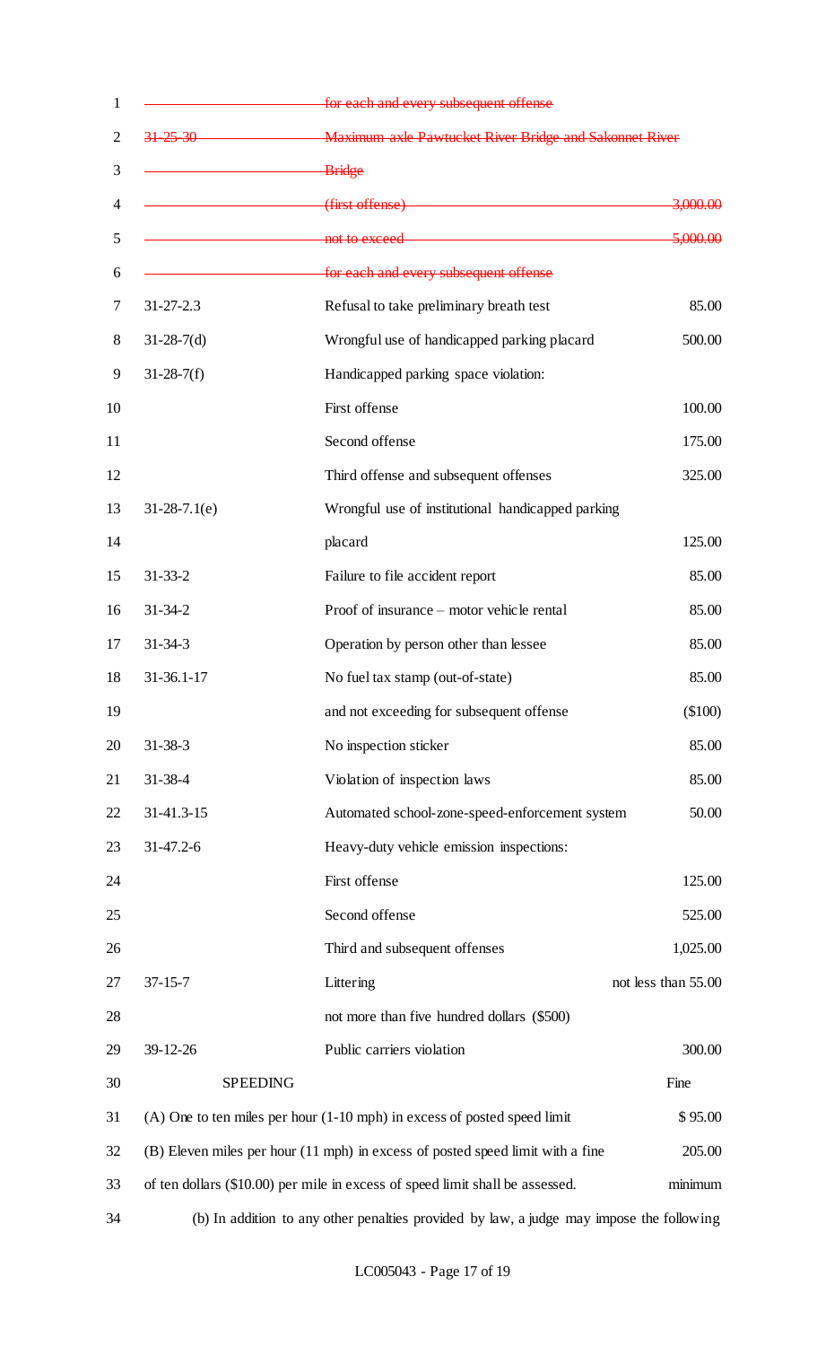| | | |
|---|---|---|
| | ~~for each and every subsequent offense~~ | |
| ~~31-25-30~~ | ~~Maximum axle Pawtucket River Bridge and Sakonnet River Bridge~~ | |
| | ~~(first offense)~~ | ~~3,000.00~~ |
| | ~~not to exceed~~ | ~~5,000.00~~ |
| | ~~for each and every subsequent offense~~ | |
| 31-27-2.3 | Refusal to take preliminary breath test | 85.00 |
| 31-28-7(d) | Wrongful use of handicapped parking placard | 500.00 |
| 31-28-7(f) | Handicapped parking space violation: | |
| | First offense | 100.00 |
| | Second offense | 175.00 |
| | Third offense and subsequent offenses | 325.00 |
| 31-28-7.1(e) | Wrongful use of institutional handicapped parking placard | 125.00 |
| 31-33-2 | Failure to file accident report | 85.00 |
| 31-34-2 | Proof of insurance – motor vehicle rental | 85.00 |
| 31-34-3 | Operation by person other than lessee | 85.00 |
| 31-36.1-17 | No fuel tax stamp (out-of-state) | 85.00 |
| | and not exceeding for subsequent offense | ($100) |
| 31-38-3 | No inspection sticker | 85.00 |
| 31-38-4 | Violation of inspection laws | 85.00 |
| 31-41.3-15 | Automated school-zone-speed-enforcement system | 50.00 |
| 31-47.2-6 | Heavy-duty vehicle emission inspections: | |
| | First offense | 125.00 |
| | Second offense | 525.00 |
| | Third and subsequent offenses | 1,025.00 |
| 37-15-7 | Littering | not less than 55.00 |
| | not more than five hundred dollars ($500) | |
| 39-12-26 | Public carriers violation | 300.00 |

| SPEEDING | Fine |
|---|---|
| (A) One to ten miles per hour (1-10 mph) in excess of posted speed limit | $ 95.00 |
| (B) Eleven miles per hour (11 mph) in excess of posted speed limit with a fine of ten dollars ($10.00) per mile in excess of speed limit shall be assessed. | 205.00 minimum |

(b) In addition to any other penalties provided by law, a judge may impose the following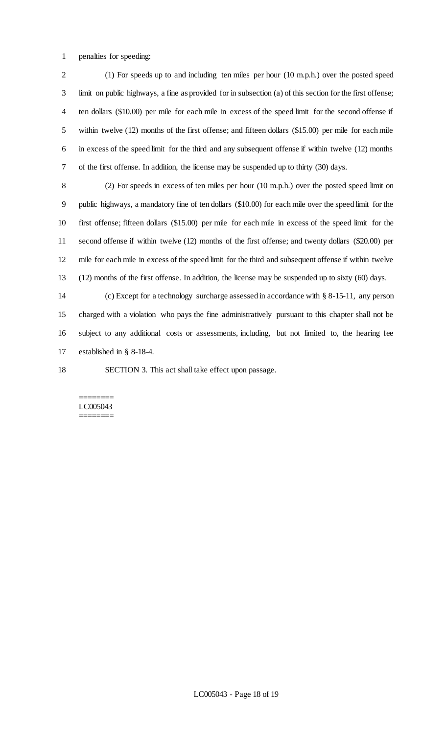penalties for speeding:

(1) For speeds up to and including ten miles per hour (10 m.p.h.) over the posted speed limit on public highways, a fine as provided for in subsection (a) of this section for the first offense; ten dollars ($10.00) per mile for each mile in excess of the speed limit for the second offense if within twelve (12) months of the first offense; and fifteen dollars ($15.00) per mile for each mile in excess of the speed limit for the third and any subsequent offense if within twelve (12) months of the first offense. In addition, the license may be suspended up to thirty (30) days.

(2) For speeds in excess of ten miles per hour (10 m.p.h.) over the posted speed limit on public highways, a mandatory fine of ten dollars ($10.00) for each mile over the speed limit for the first offense; fifteen dollars ($15.00) per mile for each mile in excess of the speed limit for the second offense if within twelve (12) months of the first offense; and twenty dollars ($20.00) per mile for each mile in excess of the speed limit for the third and subsequent offense if within twelve (12) months of the first offense. In addition, the license may be suspended up to sixty (60) days.

(c) Except for a technology surcharge assessed in accordance with § 8-15-11, any person charged with a violation who pays the fine administratively pursuant to this chapter shall not be subject to any additional costs or assessments, including, but not limited to, the hearing fee established in § 8-18-4.

SECTION 3. This act shall take effect upon passage.

========
LC005043
========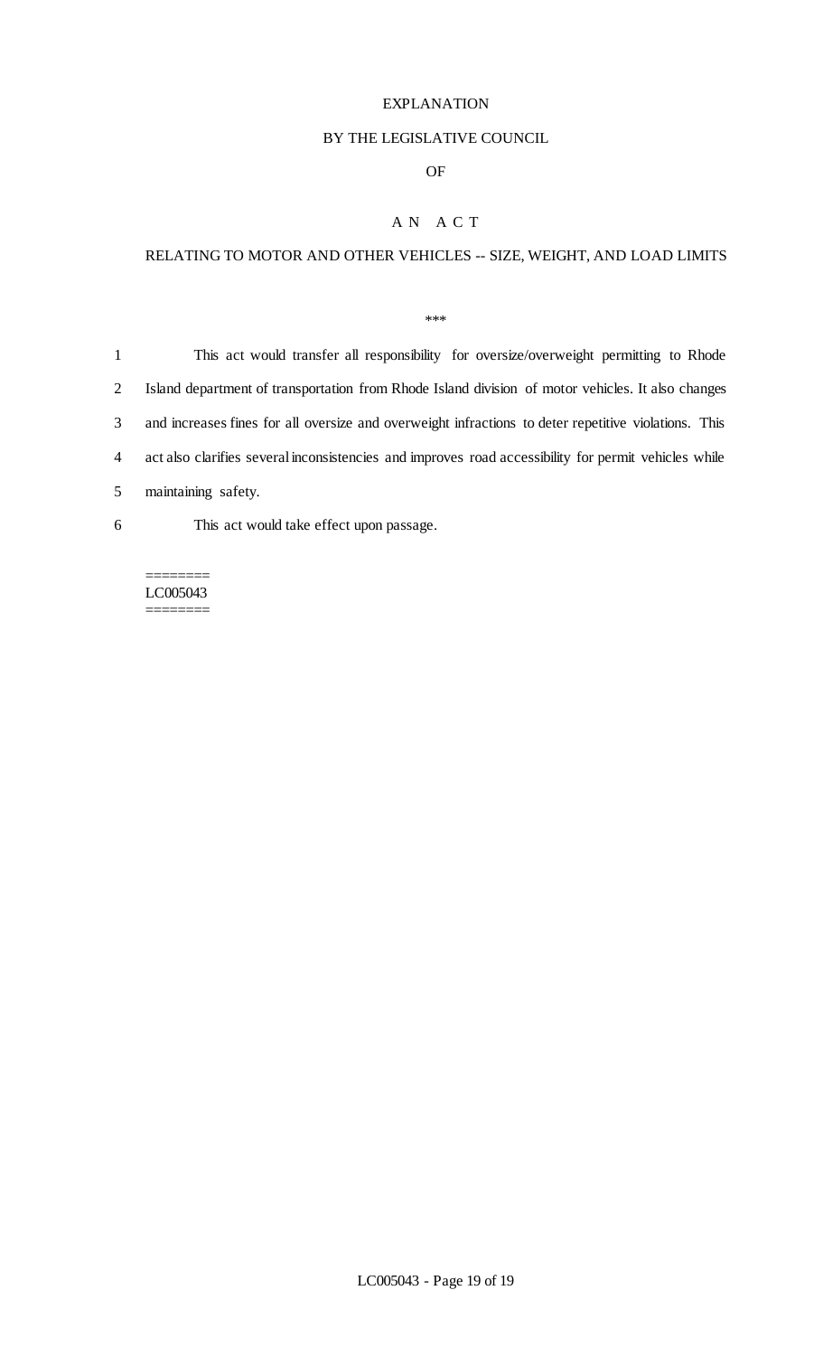EXPLANATION

BY THE LEGISLATIVE COUNCIL

OF

A N A C T

RELATING TO MOTOR AND OTHER VEHICLES -- SIZE, WEIGHT, AND LOAD LIMITS

\*\*\*

This act would transfer all responsibility for oversize/overweight permitting to Rhode Island department of transportation from Rhode Island division of motor vehicles. It also changes and increases fines for all oversize and overweight infractions to deter repetitive violations. This act also clarifies several inconsistencies and improves road accessibility for permit vehicles while maintaining safety.

This act would take effect upon passage.

========
LC005043
========